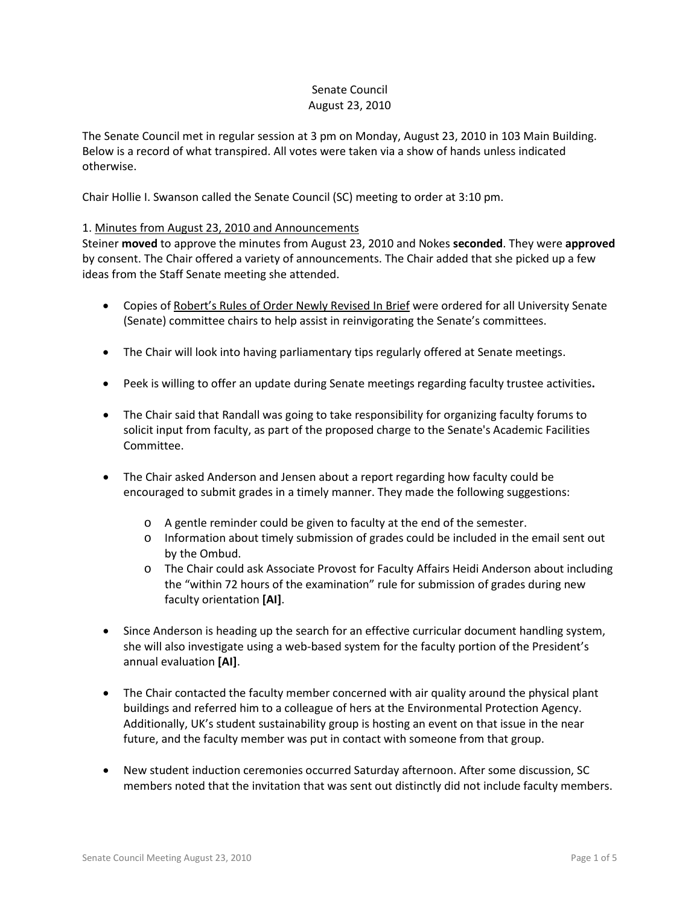Senate Council
August 23, 2010

The Senate Council met in regular session at 3 pm on Monday, August 23, 2010 in 103 Main Building. Below is a record of what transpired. All votes were taken via a show of hands unless indicated otherwise.

Chair Hollie I. Swanson called the Senate Council (SC) meeting to order at 3:10 pm.

1. Minutes from August 23, 2010 and Announcements

Steiner **moved** to approve the minutes from August 23, 2010 and Nokes **seconded**. They were **approved** by consent. The Chair offered a variety of announcements. The Chair added that she picked up a few ideas from the Staff Senate meeting she attended.

- Copies of Robert's Rules of Order Newly Revised In Brief were ordered for all University Senate (Senate) committee chairs to help assist in reinvigorating the Senate's committees.

- The Chair will look into having parliamentary tips regularly offered at Senate meetings.

- Peek is willing to offer an update during Senate meetings regarding faculty trustee activities**.**

- The Chair said that Randall was going to take responsibility for organizing faculty forums to solicit input from faculty, as part of the proposed charge to the Senate's Academic Facilities Committee.

- The Chair asked Anderson and Jensen about a report regarding how faculty could be encouraged to submit grades in a timely manner. They made the following suggestions:
  - A gentle reminder could be given to faculty at the end of the semester.
  - Information about timely submission of grades could be included in the email sent out by the Ombud.
  - The Chair could ask Associate Provost for Faculty Affairs Heidi Anderson about including the "within 72 hours of the examination" rule for submission of grades during new faculty orientation **[AI]**.

- Since Anderson is heading up the search for an effective curricular document handling system, she will also investigate using a web-based system for the faculty portion of the President's annual evaluation **[AI]**.

- The Chair contacted the faculty member concerned with air quality around the physical plant buildings and referred him to a colleague of hers at the Environmental Protection Agency. Additionally, UK's student sustainability group is hosting an event on that issue in the near future, and the faculty member was put in contact with someone from that group.

- New student induction ceremonies occurred Saturday afternoon. After some discussion, SC members noted that the invitation that was sent out distinctly did not include faculty members.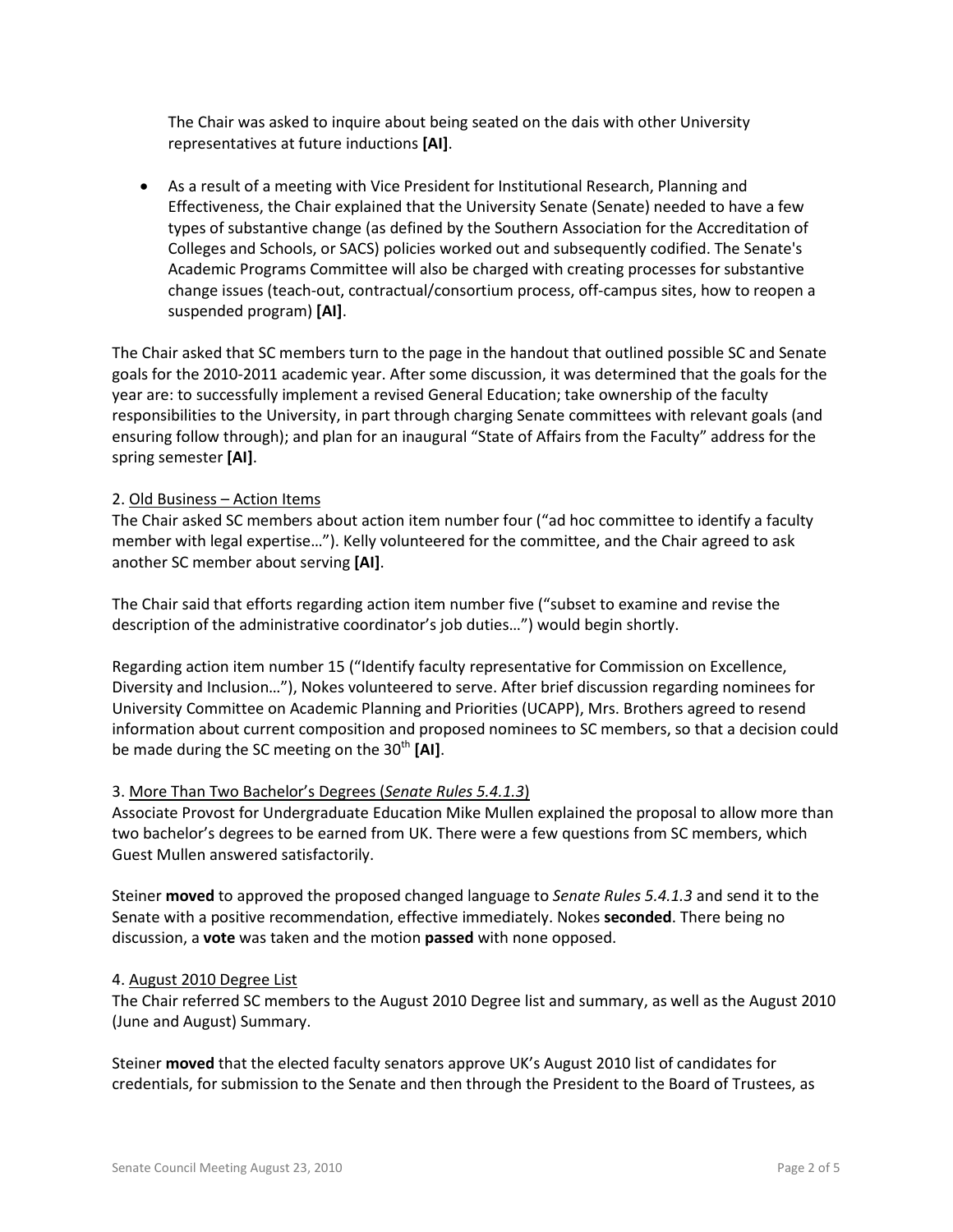The Chair was asked to inquire about being seated on the dais with other University representatives at future inductions **[AI]**.

- As a result of a meeting with Vice President for Institutional Research, Planning and Effectiveness, the Chair explained that the University Senate (Senate) needed to have a few types of substantive change (as defined by the Southern Association for the Accreditation of Colleges and Schools, or SACS) policies worked out and subsequently codified. The Senate's Academic Programs Committee will also be charged with creating processes for substantive change issues (teach-out, contractual/consortium process, off-campus sites, how to reopen a suspended program) **[AI]**.

The Chair asked that SC members turn to the page in the handout that outlined possible SC and Senate goals for the 2010-2011 academic year. After some discussion, it was determined that the goals for the year are: to successfully implement a revised General Education; take ownership of the faculty responsibilities to the University, in part through charging Senate committees with relevant goals (and ensuring follow through); and plan for an inaugural "State of Affairs from the Faculty" address for the spring semester **[AI]**.

2. <u>Old Business – Action Items</u>
The Chair asked SC members about action item number four ("ad hoc committee to identify a faculty member with legal expertise…"). Kelly volunteered for the committee, and the Chair agreed to ask another SC member about serving **[AI]**.

The Chair said that efforts regarding action item number five ("subset to examine and revise the description of the administrative coordinator's job duties…") would begin shortly.

Regarding action item number 15 ("Identify faculty representative for Commission on Excellence, Diversity and Inclusion…"), Nokes volunteered to serve. After brief discussion regarding nominees for University Committee on Academic Planning and Priorities (UCAPP), Mrs. Brothers agreed to resend information about current composition and proposed nominees to SC members, so that a decision could be made during the SC meeting on the 30th **[AI]**.

3. <u>More Than Two Bachelor's Degrees (*Senate Rules 5.4.1.3*)</u>
Associate Provost for Undergraduate Education Mike Mullen explained the proposal to allow more than two bachelor's degrees to be earned from UK. There were a few questions from SC members, which Guest Mullen answered satisfactorily.

Steiner **moved** to approved the proposed changed language to *Senate Rules 5.4.1.3* and send it to the Senate with a positive recommendation, effective immediately. Nokes **seconded**. There being no discussion, a **vote** was taken and the motion **passed** with none opposed.

4. <u>August 2010 Degree List</u>
The Chair referred SC members to the August 2010 Degree list and summary, as well as the August 2010 (June and August) Summary.

Steiner **moved** that the elected faculty senators approve UK's August 2010 list of candidates for credentials, for submission to the Senate and then through the President to the Board of Trustees, as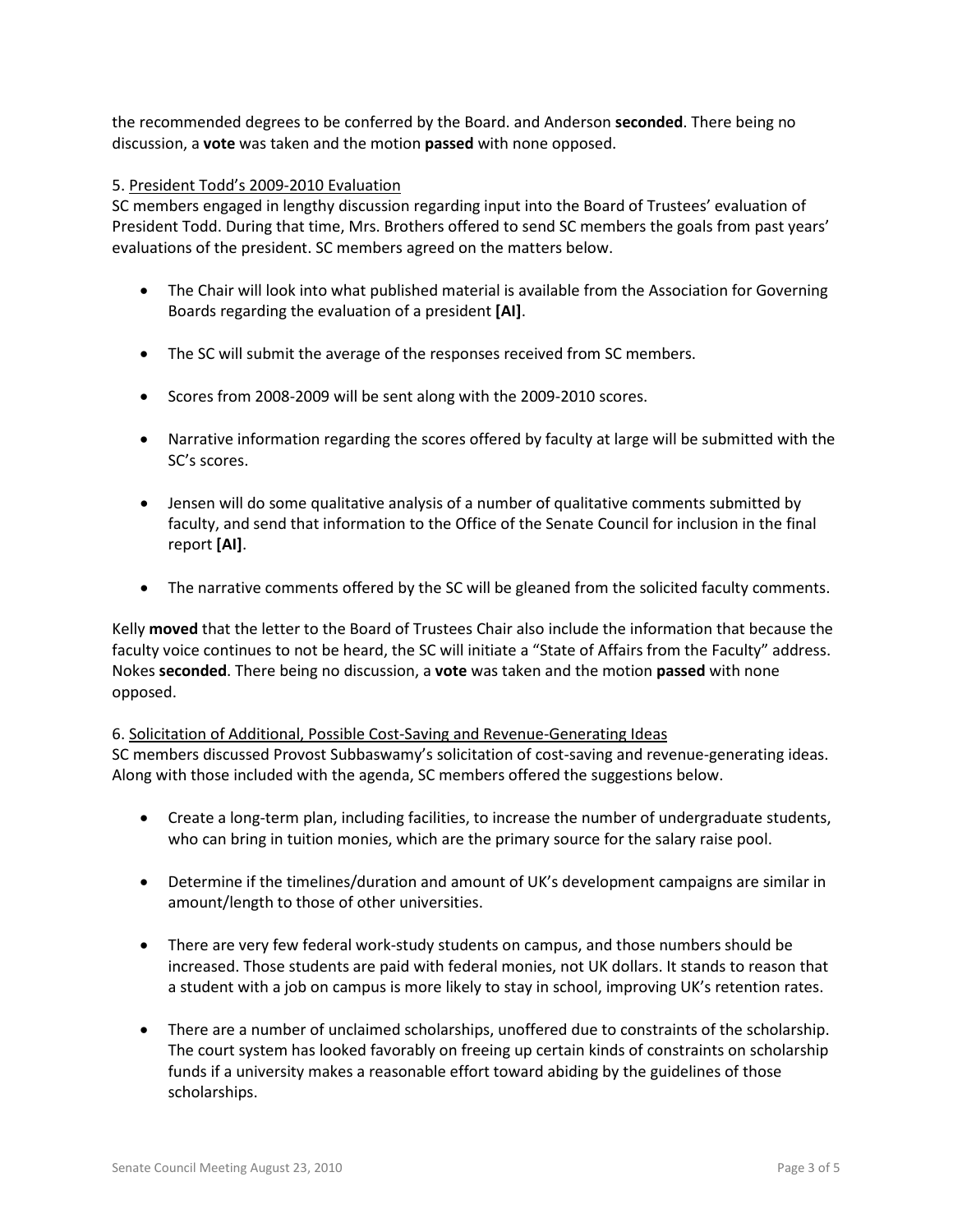the recommended degrees to be conferred by the Board. and Anderson **seconded**. There being no discussion, a **vote** was taken and the motion **passed** with none opposed.

5. President Todd's 2009-2010 Evaluation

SC members engaged in lengthy discussion regarding input into the Board of Trustees' evaluation of President Todd. During that time, Mrs. Brothers offered to send SC members the goals from past years' evaluations of the president. SC members agreed on the matters below.

- The Chair will look into what published material is available from the Association for Governing Boards regarding the evaluation of a president **[AI]**.
- The SC will submit the average of the responses received from SC members.
- Scores from 2008-2009 will be sent along with the 2009-2010 scores.
- Narrative information regarding the scores offered by faculty at large will be submitted with the SC's scores.
- Jensen will do some qualitative analysis of a number of qualitative comments submitted by faculty, and send that information to the Office of the Senate Council for inclusion in the final report **[AI]**.
- The narrative comments offered by the SC will be gleaned from the solicited faculty comments.

Kelly **moved** that the letter to the Board of Trustees Chair also include the information that because the faculty voice continues to not be heard, the SC will initiate a "State of Affairs from the Faculty" address. Nokes **seconded**. There being no discussion, a **vote** was taken and the motion **passed** with none opposed.

6. Solicitation of Additional, Possible Cost-Saving and Revenue-Generating Ideas

SC members discussed Provost Subbaswamy's solicitation of cost-saving and revenue-generating ideas. Along with those included with the agenda, SC members offered the suggestions below.

- Create a long-term plan, including facilities, to increase the number of undergraduate students, who can bring in tuition monies, which are the primary source for the salary raise pool.
- Determine if the timelines/duration and amount of UK's development campaigns are similar in amount/length to those of other universities.
- There are very few federal work-study students on campus, and those numbers should be increased. Those students are paid with federal monies, not UK dollars. It stands to reason that a student with a job on campus is more likely to stay in school, improving UK's retention rates.
- There are a number of unclaimed scholarships, unoffered due to constraints of the scholarship. The court system has looked favorably on freeing up certain kinds of constraints on scholarship funds if a university makes a reasonable effort toward abiding by the guidelines of those scholarships.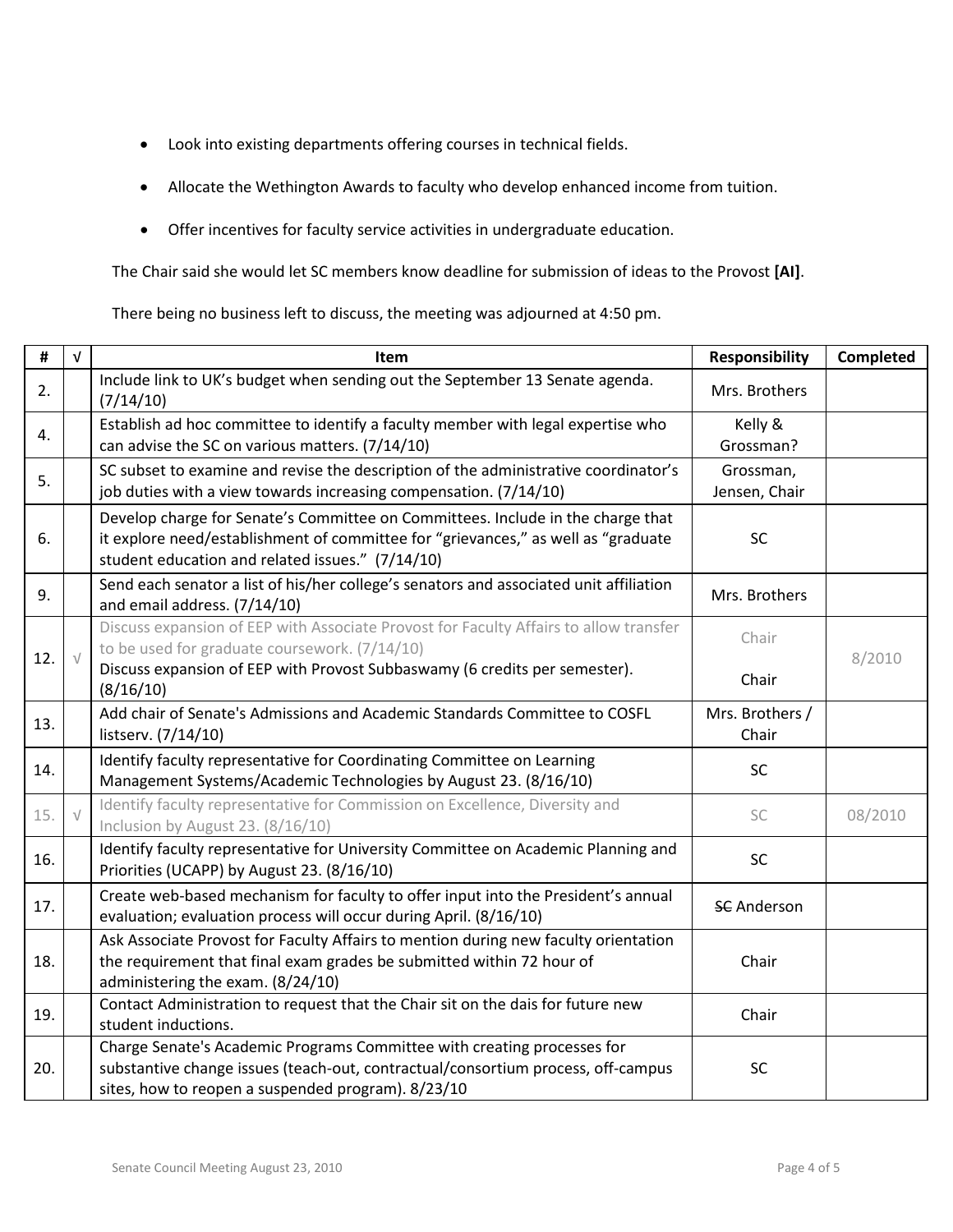- Look into existing departments offering courses in technical fields.
- Allocate the Wethington Awards to faculty who develop enhanced income from tuition.
- Offer incentives for faculty service activities in undergraduate education.

The Chair said she would let SC members know deadline for submission of ideas to the Provost **[AI]**.

There being no business left to discuss, the meeting was adjourned at 4:50 pm.

| # | √ | Item | Responsibility | Completed |
|---|---|---|---|---|
| 2. | | Include link to UK's budget when sending out the September 13 Senate agenda. (7/14/10) | Mrs. Brothers | |
| 4. | | Establish ad hoc committee to identify a faculty member with legal expertise who can advise the SC on various matters. (7/14/10) | Kelly & Grossman? | |
| 5. | | SC subset to examine and revise the description of the administrative coordinator's job duties with a view towards increasing compensation. (7/14/10) | Grossman, Jensen, Chair | |
| 6. | | Develop charge for Senate's Committee on Committees. Include in the charge that it explore need/establishment of committee for "grievances," as well as "graduate student education and related issues." (7/14/10) | SC | |
| 9. | | Send each senator a list of his/her college's senators and associated unit affiliation and email address. (7/14/10) | Mrs. Brothers | |
| 12. | √ | Discuss expansion of EEP with Associate Provost for Faculty Affairs to allow transfer to be used for graduate coursework. (7/14/10)<br>Discuss expansion of EEP with Provost Subbaswamy (6 credits per semester). (8/16/10) | Chair<br>Chair | 8/2010 |
| 13. | | Add chair of Senate's Admissions and Academic Standards Committee to COSFL listserv. (7/14/10) | Mrs. Brothers / Chair | |
| 14. | | Identify faculty representative for Coordinating Committee on Learning Management Systems/Academic Technologies by August 23. (8/16/10) | SC | |
| 15. | √ | Identify faculty representative for Commission on Excellence, Diversity and Inclusion by August 23. (8/16/10) | SC | 08/2010 |
| 16. | | Identify faculty representative for University Committee on Academic Planning and Priorities (UCAPP) by August 23. (8/16/10) | SC | |
| 17. | | Create web-based mechanism for faculty to offer input into the President's annual evaluation; evaluation process will occur during April. (8/16/10) | ~~SC~~ Anderson | |
| 18. | | Ask Associate Provost for Faculty Affairs to mention during new faculty orientation the requirement that final exam grades be submitted within 72 hour of administering the exam. (8/24/10) | Chair | |
| 19. | | Contact Administration to request that the Chair sit on the dais for future new student inductions. | Chair | |
| 20. | | Charge Senate's Academic Programs Committee with creating processes for substantive change issues (teach-out, contractual/consortium process, off-campus sites, how to reopen a suspended program). 8/23/10 | SC | |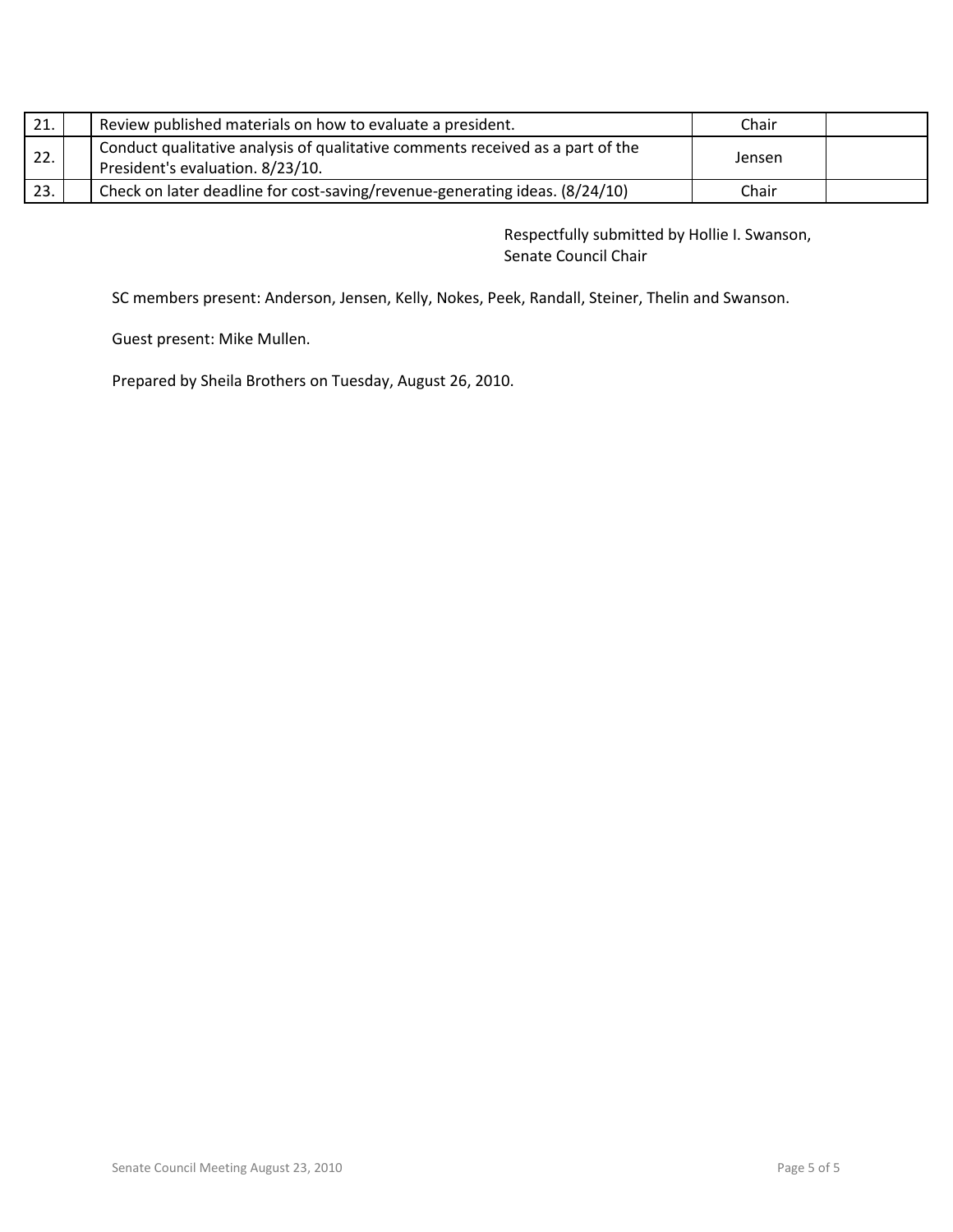| | | | | |
|---|---|---|---|---|
| 21. | | Review published materials on how to evaluate a president. | Chair | |
| 22. | | Conduct qualitative analysis of qualitative comments received as a part of the President's evaluation. 8/23/10. | Jensen | |
| 23. | | Check on later deadline for cost-saving/revenue-generating ideas. (8/24/10) | Chair | |

Respectfully submitted by Hollie I. Swanson,
Senate Council Chair

SC members present: Anderson, Jensen, Kelly, Nokes, Peek, Randall, Steiner, Thelin and Swanson.

Guest present: Mike Mullen.

Prepared by Sheila Brothers on Tuesday, August 26, 2010.